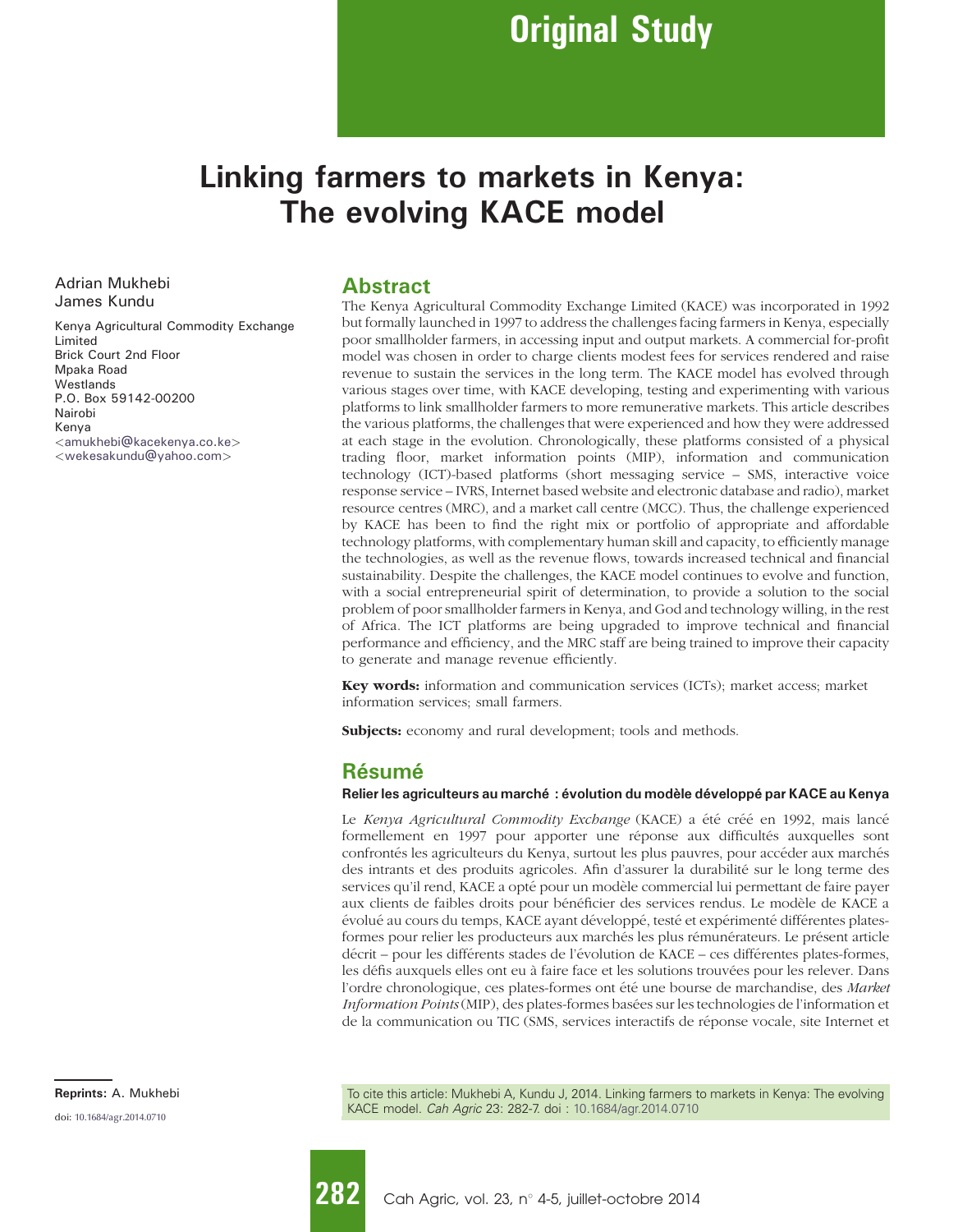Original Study

# Linking farmers to markets in Kenya: The evolving KACE model

Adrian Mukhebi
James Kundu

Kenya Agricultural Commodity Exchange Limited
Brick Court 2nd Floor
Mpaka Road
Westlands
P.O. Box 59142-00200
Nairobi
Kenya
<amukhebi@kacekenya.co.ke>
<wekesakundu@yahoo.com>

## Abstract

The Kenya Agricultural Commodity Exchange Limited (KACE) was incorporated in 1992 but formally launched in 1997 to address the challenges facing farmers in Kenya, especially poor smallholder farmers, in accessing input and output markets. A commercial for-profit model was chosen in order to charge clients modest fees for services rendered and raise revenue to sustain the services in the long term. The KACE model has evolved through various stages over time, with KACE developing, testing and experimenting with various platforms to link smallholder farmers to more remunerative markets. This article describes the various platforms, the challenges that were experienced and how they were addressed at each stage in the evolution. Chronologically, these platforms consisted of a physical trading floor, market information points (MIP), information and communication technology (ICT)-based platforms (short messaging service – SMS, interactive voice response service – IVRS, Internet based website and electronic database and radio), market resource centres (MRC), and a market call centre (MCC). Thus, the challenge experienced by KACE has been to find the right mix or portfolio of appropriate and affordable technology platforms, with complementary human skill and capacity, to efficiently manage the technologies, as well as the revenue flows, towards increased technical and financial sustainability. Despite the challenges, the KACE model continues to evolve and function, with a social entrepreneurial spirit of determination, to provide a solution to the social problem of poor smallholder farmers in Kenya, and God and technology willing, in the rest of Africa. The ICT platforms are being upgraded to improve technical and financial performance and efficiency, and the MRC staff are being trained to improve their capacity to generate and manage revenue efficiently.

**Key words:** information and communication services (ICTs); market access; market information services; small farmers.

**Subjects:** economy and rural development; tools and methods.

## Résumé

**Relier les agriculteurs au marché : évolution du modèle développé par KACE au Kenya**

Le *Kenya Agricultural Commodity Exchange* (KACE) a été créé en 1992, mais lancé formellement en 1997 pour apporter une réponse aux difficultés auxquelles sont confrontés les agriculteurs du Kenya, surtout les plus pauvres, pour accéder aux marchés des intrants et des produits agricoles. Afin d'assurer la durabilité sur le long terme des services qu'il rend, KACE a opté pour un modèle commercial lui permettant de faire payer aux clients de faibles droits pour bénéficier des services rendus. Le modèle de KACE a évolué au cours du temps, KACE ayant développé, testé et expérimenté différentes plates-formes pour relier les producteurs aux marchés les plus rémunérateurs. Le présent article décrit – pour les différents stades de l'évolution de KACE – ces différentes plates-formes, les défis auxquels elles ont eu à faire face et les solutions trouvées pour les relever. Dans l'ordre chronologique, ces plates-formes ont été une bourse de marchandise, des *Market Information Points* (MIP), des plates-formes basées sur les technologies de l'information et de la communication ou TIC (SMS, services interactifs de réponse vocale, site Internet et

**Reprints:** A. Mukhebi

doi: 10.1684/agr.2014.0710

To cite this article: Mukhebi A, Kundu J, 2014. Linking farmers to markets in Kenya: The evolving KACE model. *Cah Agric* 23: 282-7. doi : 10.1684/agr.2014.0710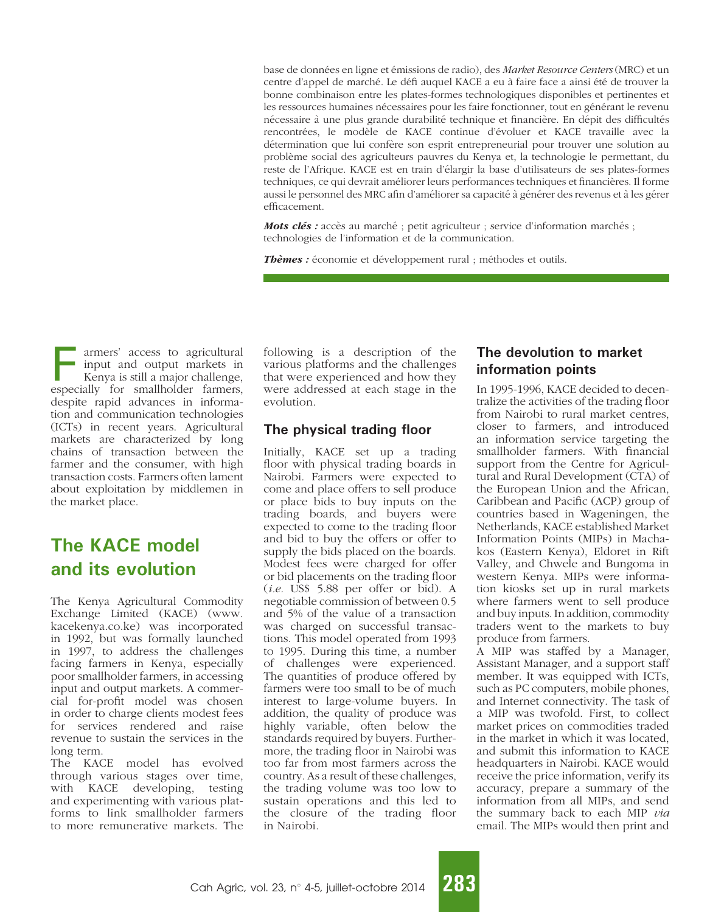base de données en ligne et émissions de radio), des *Market Resource Centers* (MRC) et un centre d'appel de marché. Le défi auquel KACE a eu à faire face a ainsi été de trouver la bonne combinaison entre les plates-formes technologiques disponibles et pertinentes et les ressources humaines nécessaires pour les faire fonctionner, tout en générant le revenu nécessaire à une plus grande durabilité technique et financière. En dépit des difficultés rencontrées, le modèle de KACE continue d'évoluer et KACE travaille avec la détermination que lui confère son esprit entrepreneurial pour trouver une solution au problème social des agriculteurs pauvres du Kenya et, la technologie le permettant, du reste de l'Afrique. KACE est en train d'élargir la base d'utilisateurs de ses plates-formes techniques, ce qui devrait améliorer leurs performances techniques et financières. Il forme aussi le personnel des MRC afin d'améliorer sa capacité à générer des revenus et à les gérer efficacement.

***Mots clés :*** accès au marché ; petit agriculteur ; service d'information marchés ; technologies de l'information et de la communication.

***Thèmes :*** économie et développement rural ; méthodes et outils.

Farmers' access to agricultural input and output markets in Kenya is still a major challenge, especially for smallholder farmers, despite rapid advances in information and communication technologies (ICTs) in recent years. Agricultural markets are characterized by long chains of transaction between the farmer and the consumer, with high transaction costs. Farmers often lament about exploitation by middlemen in the market place.

## The KACE model and its evolution

The Kenya Agricultural Commodity Exchange Limited (KACE) (www.kacekenya.co.ke) was incorporated in 1992, but was formally launched in 1997, to address the challenges facing farmers in Kenya, especially poor smallholder farmers, in accessing input and output markets. A commercial for-profit model was chosen in order to charge clients modest fees for services rendered and raise revenue to sustain the services in the long term.

The KACE model has evolved through various stages over time, with KACE developing, testing and experimenting with various platforms to link smallholder farmers to more remunerative markets. The following is a description of the various platforms and the challenges that were experienced and how they were addressed at each stage in the evolution.

### The physical trading floor

Initially, KACE set up a trading floor with physical trading boards in Nairobi. Farmers were expected to come and place offers to sell produce or place bids to buy inputs on the trading boards, and buyers were expected to come to the trading floor and bid to buy the offers or offer to supply the bids placed on the boards. Modest fees were charged for offer or bid placements on the trading floor (*i.e.* US$ 5.88 per offer or bid). A negotiable commission of between 0.5 and 5% of the value of a transaction was charged on successful transactions. This model operated from 1993 to 1995. During this time, a number of challenges were experienced. The quantities of produce offered by farmers were too small to be of much interest to large-volume buyers. In addition, the quality of produce was highly variable, often below the standards required by buyers. Furthermore, the trading floor in Nairobi was too far from most farmers across the country. As a result of these challenges, the trading volume was too low to sustain operations and this led to the closure of the trading floor in Nairobi.

### The devolution to market information points

In 1995-1996, KACE decided to decentralize the activities of the trading floor from Nairobi to rural market centres, closer to farmers, and introduced an information service targeting the smallholder farmers. With financial support from the Centre for Agricultural and Rural Development (CTA) of the European Union and the African, Caribbean and Pacific (ACP) group of countries based in Wageningen, the Netherlands, KACE established Market Information Points (MIPs) in Machakos (Eastern Kenya), Eldoret in Rift Valley, and Chwele and Bungoma in western Kenya. MIPs were information kiosks set up in rural markets where farmers went to sell produce and buy inputs. In addition, commodity traders went to the markets to buy produce from farmers.

A MIP was staffed by a Manager, Assistant Manager, and a support staff member. It was equipped with ICTs, such as PC computers, mobile phones, and Internet connectivity. The task of a MIP was twofold. First, to collect market prices on commodities traded in the market in which it was located, and submit this information to KACE headquarters in Nairobi. KACE would receive the price information, verify its accuracy, prepare a summary of the information from all MIPs, and send the summary back to each MIP *via* email. The MIPs would then print and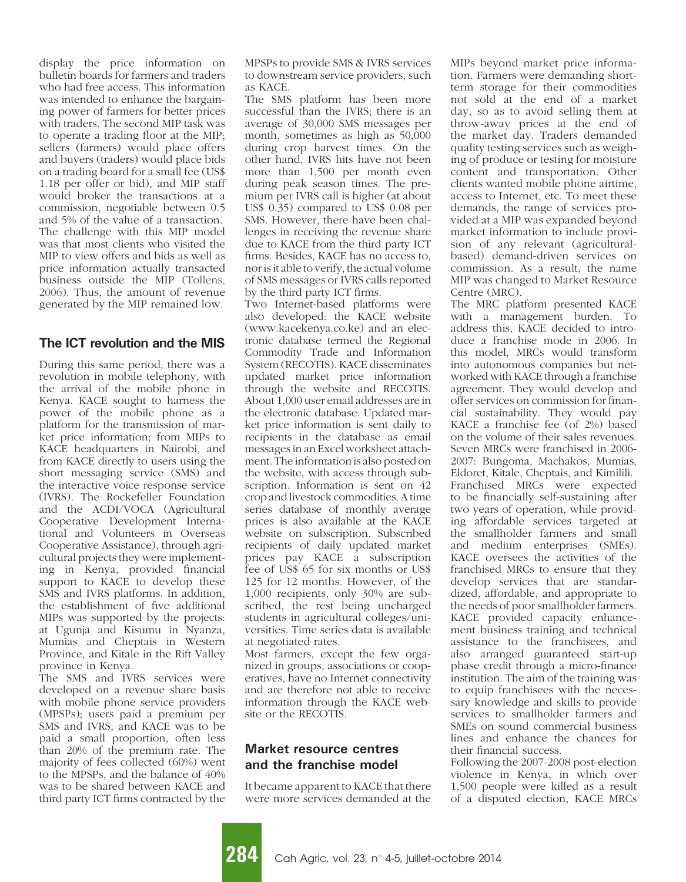display the price information on bulletin boards for farmers and traders who had free access. This information was intended to enhance the bargaining power of farmers for better prices with traders. The second MIP task was to operate a trading floor at the MIP; sellers (farmers) would place offers and buyers (traders) would place bids on a trading board for a small fee (US$ 1.18 per offer or bid), and MIP staff would broker the transactions at a commission, negotiable between 0.5 and 5% of the value of a transaction. The challenge with this MIP model was that most clients who visited the MIP to view offers and bids as well as price information actually transacted business outside the MIP (Tollens, 2006). Thus, the amount of revenue generated by the MIP remained low.

## The ICT revolution and the MIS

During this same period, there was a revolution in mobile telephony, with the arrival of the mobile phone in Kenya. KACE sought to harness the power of the mobile phone as a platform for the transmission of market price information; from MIPs to KACE headquarters in Nairobi, and from KACE directly to users using the short messaging service (SMS) and the interactive voice response service (IVRS). The Rockefeller Foundation and the ACDI/VOCA (Agricultural Cooperative Development International and Volunteers in Overseas Cooperative Assistance), through agricultural projects they were implementing in Kenya, provided financial support to KACE to develop these SMS and IVRS platforms. In addition, the establishment of five additional MIPs was supported by the projects: at Ugunja and Kisumu in Nyanza, Mumias and Cheptais in Western Province, and Kitale in the Rift Valley province in Kenya.

The SMS and IVRS services were developed on a revenue share basis with mobile phone service providers (MPSPs); users paid a premium per SMS and IVRS, and KACE was to be paid a small proportion, often less than 20% of the premium rate. The majority of fees collected (60%) went to the MPSPs, and the balance of 40% was to be shared between KACE and third party ICT firms contracted by the MPSPs to provide SMS & IVRS services to downstream service providers, such as KACE.

The SMS platform has been more successful than the IVRS; there is an average of 30,000 SMS messages per month, sometimes as high as 50,000 during crop harvest times. On the other hand, IVRS hits have not been more than 1,500 per month even during peak season times. The premium per IVRS call is higher (at about US$ 0.35) compared to US$ 0.08 per SMS. However, there have been challenges in receiving the revenue share due to KACE from the third party ICT firms. Besides, KACE has no access to, nor is it able to verify, the actual volume of SMS messages or IVRS calls reported by the third party ICT firms.

Two Internet-based platforms were also developed: the KACE website (www.kacekenya.co.ke) and an electronic database termed the Regional Commodity Trade and Information System (RECOTIS). KACE disseminates updated market price information through the website and RECOTIS. About 1,000 user email addresses are in the electronic database. Updated market price information is sent daily to recipients in the database as email messages in an Excel worksheet attachment. The information is also posted on the website, with access through subscription. Information is sent on 42 crop and livestock commodities. A time series database of monthly average prices is also available at the KACE website on subscription. Subscribed recipients of daily updated market prices pay KACE a subscription fee of US$ 65 for six months or US$ 125 for 12 months. However, of the 1,000 recipients, only 30% are subscribed, the rest being uncharged students in agricultural colleges/universities. Time series data is available at negotiated rates.

Most farmers, except the few organized in groups, associations or cooperatives, have no Internet connectivity and are therefore not able to receive information through the KACE website or the RECOTIS.

## Market resource centres and the franchise model

It became apparent to KACE that there were more services demanded at the MIPs beyond market price information. Farmers were demanding short-term storage for their commodities not sold at the end of a market day, so as to avoid selling them at throw-away prices at the end of the market day. Traders demanded quality testing services such as weighing of produce or testing for moisture content and transportation. Other clients wanted mobile phone airtime, access to Internet, etc. To meet these demands, the range of services provided at a MIP was expanded beyond market information to include provision of any relevant (agricultural-based) demand-driven services on commission. As a result, the name MIP was changed to Market Resource Centre (MRC).

The MRC platform presented KACE with a management burden. To address this, KACE decided to introduce a franchise mode in 2006. In this model, MRCs would transform into autonomous companies but networked with KACE through a franchise agreement. They would develop and offer services on commission for financial sustainability. They would pay KACE a franchise fee (of 2%) based on the volume of their sales revenues. Seven MRCs were franchised in 2006-2007: Bungoma, Machakos, Mumias, Eldoret, Kitale, Cheptais, and Kimilili.

Franchised MRCs were expected to be financially self-sustaining after two years of operation, while providing affordable services targeted at the smallholder farmers and small and medium enterprises (SMEs). KACE oversees the activities of the franchised MRCs to ensure that they develop services that are standardized, affordable, and appropriate to the needs of poor smallholder farmers. KACE provided capacity enhancement business training and technical assistance to the franchisees, and also arranged guaranteed start-up phase credit through a micro-finance institution. The aim of the training was to equip franchisees with the necessary knowledge and skills to provide services to smallholder farmers and SMEs on sound commercial business lines and enhance the chances for their financial success.

Following the 2007-2008 post-election violence in Kenya, in which over 1,500 people were killed as a result of a disputed election, KACE MRCs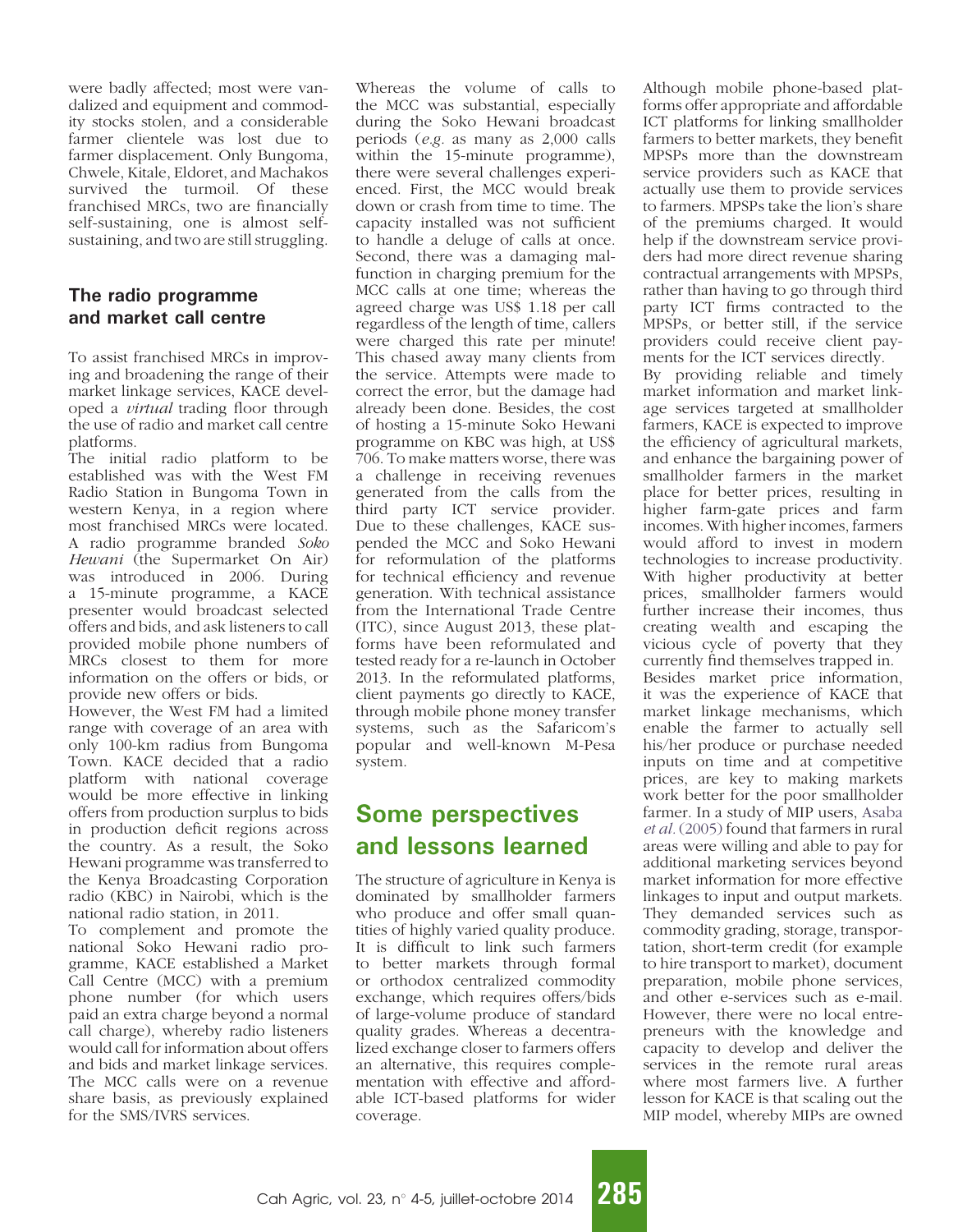were badly affected; most were vandalized and equipment and commodity stocks stolen, and a considerable farmer clientele was lost due to farmer displacement. Only Bungoma, Chwele, Kitale, Eldoret, and Machakos survived the turmoil. Of these franchised MRCs, two are financially self-sustaining, one is almost self-sustaining, and two are still struggling.

### The radio programme and market call centre

To assist franchised MRCs in improving and broadening the range of their market linkage services, KACE developed a *virtual* trading floor through the use of radio and market call centre platforms.

The initial radio platform to be established was with the West FM Radio Station in Bungoma Town in western Kenya, in a region where most franchised MRCs were located. A radio programme branded *Soko Hewani* (the Supermarket On Air) was introduced in 2006. During a 15-minute programme, a KACE presenter would broadcast selected offers and bids, and ask listeners to call provided mobile phone numbers of MRCs closest to them for more information on the offers or bids, or provide new offers or bids.

However, the West FM had a limited range with coverage of an area with only 100-km radius from Bungoma Town. KACE decided that a radio platform with national coverage would be more effective in linking offers from production surplus to bids in production deficit regions across the country. As a result, the Soko Hewani programme was transferred to the Kenya Broadcasting Corporation radio (KBC) in Nairobi, which is the national radio station, in 2011.

To complement and promote the national Soko Hewani radio programme, KACE established a Market Call Centre (MCC) with a premium phone number (for which users paid an extra charge beyond a normal call charge), whereby radio listeners would call for information about offers and bids and market linkage services. The MCC calls were on a revenue share basis, as previously explained for the SMS/IVRS services.

Whereas the volume of calls to the MCC was substantial, especially during the Soko Hewani broadcast periods (*e.g.* as many as 2,000 calls within the 15-minute programme), there were several challenges experienced. First, the MCC would break down or crash from time to time. The capacity installed was not sufficient to handle a deluge of calls at once. Second, there was a damaging malfunction in charging premium for the MCC calls at one time; whereas the agreed charge was US$ 1.18 per call regardless of the length of time, callers were charged this rate per minute! This chased away many clients from the service. Attempts were made to correct the error, but the damage had already been done. Besides, the cost of hosting a 15-minute Soko Hewani programme on KBC was high, at US$ 706. To make matters worse, there was a challenge in receiving revenues generated from the calls from the third party ICT service provider. Due to these challenges, KACE suspended the MCC and Soko Hewani for reformulation of the platforms for technical efficiency and revenue generation. With technical assistance from the International Trade Centre (ITC), since August 2013, these platforms have been reformulated and tested ready for a re-launch in October 2013. In the reformulated platforms, client payments go directly to KACE, through mobile phone money transfer systems, such as the Safaricom's popular and well-known M-Pesa system.

## Some perspectives and lessons learned

The structure of agriculture in Kenya is dominated by smallholder farmers who produce and offer small quantities of highly varied quality produce. It is difficult to link such farmers to better markets through formal or orthodox centralized commodity exchange, which requires offers/bids of large-volume produce of standard quality grades. Whereas a decentralized exchange closer to farmers offers an alternative, this requires complementation with effective and affordable ICT-based platforms for wider coverage.

Although mobile phone-based platforms offer appropriate and affordable ICT platforms for linking smallholder farmers to better markets, they benefit MPSPs more than the downstream service providers such as KACE that actually use them to provide services to farmers. MPSPs take the lion's share of the premiums charged. It would help if the downstream service providers had more direct revenue sharing contractual arrangements with MPSPs, rather than having to go through third party ICT firms contracted to the MPSPs, or better still, if the service providers could receive client payments for the ICT services directly.

By providing reliable and timely market information and market linkage services targeted at smallholder farmers, KACE is expected to improve the efficiency of agricultural markets, and enhance the bargaining power of smallholder farmers in the market place for better prices, resulting in higher farm-gate prices and farm incomes. With higher incomes, farmers would afford to invest in modern technologies to increase productivity. With higher productivity at better prices, smallholder farmers would further increase their incomes, thus creating wealth and escaping the vicious cycle of poverty that they currently find themselves trapped in.

Besides market price information, it was the experience of KACE that market linkage mechanisms, which enable the farmer to actually sell his/her produce or purchase needed inputs on time and at competitive prices, are key to making markets work better for the poor smallholder farmer. In a study of MIP users, Asaba *et al.* (2005) found that farmers in rural areas were willing and able to pay for additional marketing services beyond market information for more effective linkages to input and output markets. They demanded services such as commodity grading, storage, transportation, short-term credit (for example to hire transport to market), document preparation, mobile phone services, and other e-services such as e-mail. However, there were no local entrepreneurs with the knowledge and capacity to develop and deliver the services in the remote rural areas where most farmers live. A further lesson for KACE is that scaling out the MIP model, whereby MIPs are owned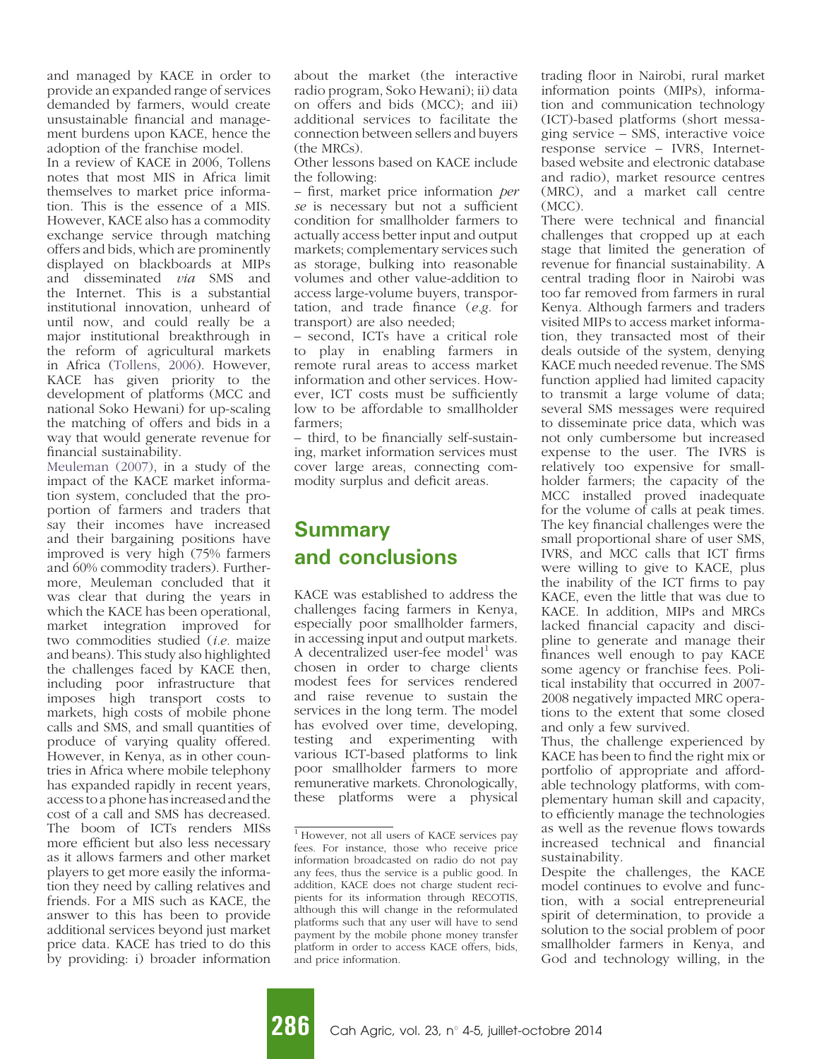and managed by KACE in order to provide an expanded range of services demanded by farmers, would create unsustainable financial and management burdens upon KACE, hence the adoption of the franchise model.

In a review of KACE in 2006, Tollens notes that most MIS in Africa limit themselves to market price information. This is the essence of a MIS. However, KACE also has a commodity exchange service through matching offers and bids, which are prominently displayed on blackboards at MIPs and disseminated *via* SMS and the Internet. This is a substantial institutional innovation, unheard of until now, and could really be a major institutional breakthrough in the reform of agricultural markets in Africa (Tollens, 2006). However, KACE has given priority to the development of platforms (MCC and national Soko Hewani) for up-scaling the matching of offers and bids in a way that would generate revenue for financial sustainability.

Meuleman (2007), in a study of the impact of the KACE market information system, concluded that the proportion of farmers and traders that say their incomes have increased and their bargaining positions have improved is very high (75% farmers and 60% commodity traders). Furthermore, Meuleman concluded that it was clear that during the years in which the KACE has been operational, market integration improved for two commodities studied (*i.e.* maize and beans). This study also highlighted the challenges faced by KACE then, including poor infrastructure that imposes high transport costs to markets, high costs of mobile phone calls and SMS, and small quantities of produce of varying quality offered. However, in Kenya, as in other countries in Africa where mobile telephony has expanded rapidly in recent years, access to a phone has increased and the cost of a call and SMS has decreased. The boom of ICTs renders MISs more efficient but also less necessary as it allows farmers and other market players to get more easily the information they need by calling relatives and friends. For a MIS such as KACE, the answer to this has been to provide additional services beyond just market price data. KACE has tried to do this by providing: i) broader information about the market (the interactive radio program, Soko Hewani); ii) data on offers and bids (MCC); and iii) additional services to facilitate the connection between sellers and buyers (the MRCs).

Other lessons based on KACE include the following:

– first, market price information *per se* is necessary but not a sufficient condition for smallholder farmers to actually access better input and output markets; complementary services such as storage, bulking into reasonable volumes and other value-addition to access large-volume buyers, transportation, and trade finance (*e.g.* for transport) are also needed;

– second, ICTs have a critical role to play in enabling farmers in remote rural areas to access market information and other services. However, ICT costs must be sufficiently low to be affordable to smallholder farmers;

– third, to be financially self-sustaining, market information services must cover large areas, connecting commodity surplus and deficit areas.

## Summary and conclusions

KACE was established to address the challenges facing farmers in Kenya, especially poor smallholder farmers, in accessing input and output markets. A decentralized user-fee model[1] was chosen in order to charge clients modest fees for services rendered and raise revenue to sustain the services in the long term. The model has evolved over time, developing, testing and experimenting with various ICT-based platforms to link poor smallholder farmers to more remunerative markets. Chronologically, these platforms were a physical trading floor in Nairobi, rural market information points (MIPs), information and communication technology (ICT)-based platforms (short messaging service – SMS, interactive voice response service – IVRS, Internet-based website and electronic database and radio), market resource centres (MRC), and a market call centre (MCC).

There were technical and financial challenges that cropped up at each stage that limited the generation of revenue for financial sustainability. A central trading floor in Nairobi was too far removed from farmers in rural Kenya. Although farmers and traders visited MIPs to access market information, they transacted most of their deals outside of the system, denying KACE much needed revenue. The SMS function applied had limited capacity to transmit a large volume of data; several SMS messages were required to disseminate price data, which was not only cumbersome but increased expense to the user. The IVRS is relatively too expensive for smallholder farmers; the capacity of the MCC installed proved inadequate for the volume of calls at peak times. The key financial challenges were the small proportional share of user SMS, IVRS, and MCC calls that ICT firms were willing to give to KACE, plus the inability of the ICT firms to pay KACE, even the little that was due to KACE. In addition, MIPs and MRCs lacked financial capacity and discipline to generate and manage their finances well enough to pay KACE some agency or franchise fees. Political instability that occurred in 2007-2008 negatively impacted MRC operations to the extent that some closed and only a few survived.

Thus, the challenge experienced by KACE has been to find the right mix or portfolio of appropriate and affordable technology platforms, with complementary human skill and capacity, to efficiently manage the technologies as well as the revenue flows towards increased technical and financial sustainability.

Despite the challenges, the KACE model continues to evolve and function, with a social entrepreneurial spirit of determination, to provide a solution to the social problem of poor smallholder farmers in Kenya, and God and technology willing, in the

---

[1] However, not all users of KACE services pay fees. For instance, those who receive price information broadcasted on radio do not pay any fees, thus the service is a public good. In addition, KACE does not charge student recipients for its information through RECOTIS, although this will change in the reformulated platforms such that any user will have to send payment by the mobile phone money transfer platform in order to access KACE offers, bids, and price information.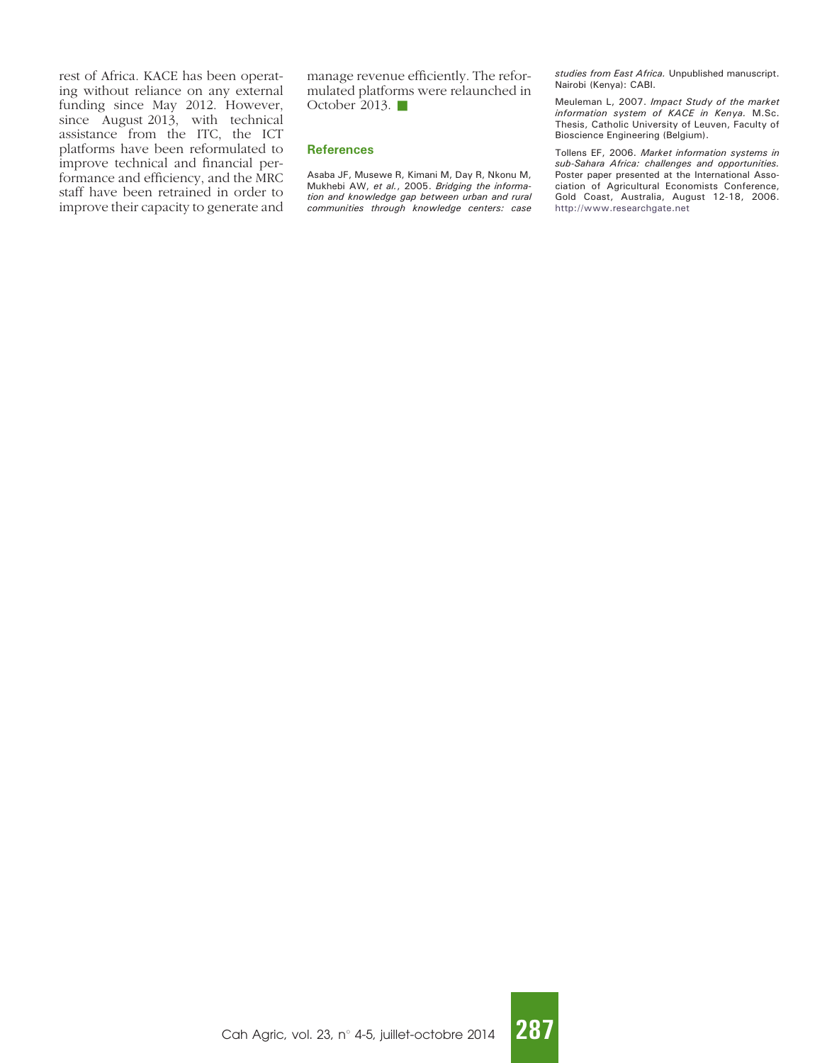rest of Africa. KACE has been operating without reliance on any external funding since May 2012. However, since August 2013, with technical assistance from the ITC, the ICT platforms have been reformulated to improve technical and financial performance and efficiency, and the MRC staff have been retrained in order to improve their capacity to generate and manage revenue efficiently. The reformulated platforms were relaunched in October 2013. ■

## References

Asaba JF, Musewe R, Kimani M, Day R, Nkonu M, Mukhebi AW, *et al.*, 2005. *Bridging the information and knowledge gap between urban and rural communities through knowledge centers: case studies from East Africa.* Unpublished manuscript. Nairobi (Kenya): CABI.

Meuleman L, 2007. *Impact Study of the market information system of KACE in Kenya.* M.Sc. Thesis, Catholic University of Leuven, Faculty of Bioscience Engineering (Belgium).

Tollens EF, 2006. *Market information systems in sub-Sahara Africa: challenges and opportunities.* Poster paper presented at the International Association of Agricultural Economists Conference, Gold Coast, Australia, August 12-18, 2006. http://www.researchgate.net